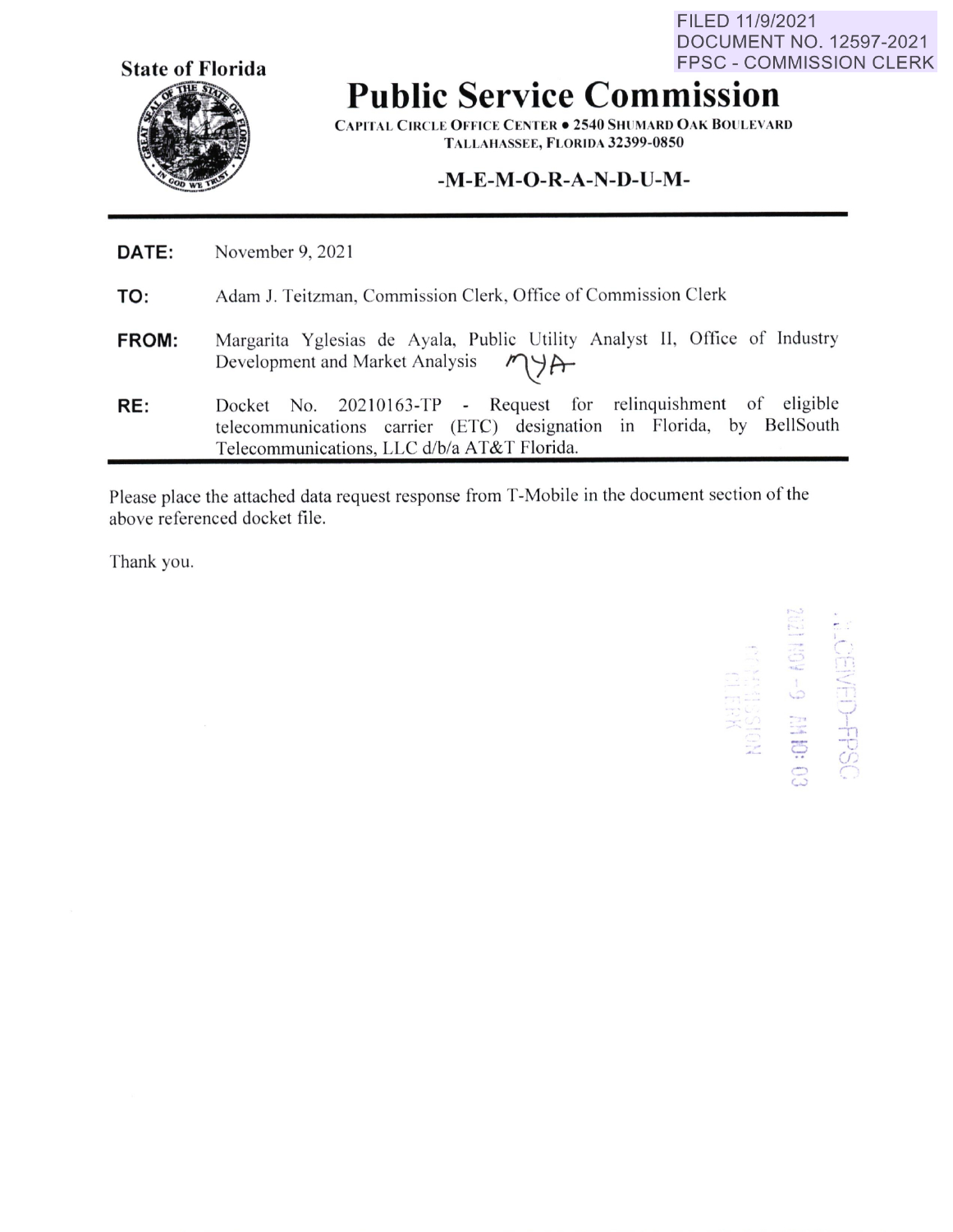FILED 11/9/2021
DOCUMENT NO. 12597-2021
FPSC - COMMISSION CLERK

**State of Florida**

# Public Service Commission

CAPITAL CIRCLE OFFICE CENTER • 2540 SHUMARD OAK BOULEVARD
TALLAHASSEE, FLORIDA 32399-0850

**-M-E-M-O-R-A-N-D-U-M-**

---

**DATE:** November 9, 2021

**TO:** Adam J. Teitzman, Commission Clerk, Office of Commission Clerk

**FROM:** Margarita Yglesias de Ayala, Public Utility Analyst II, Office of Industry Development and Market Analysis MYA

**RE:** Docket No. 20210163-TP - Request for relinquishment of eligible telecommunications carrier (ETC) designation in Florida, by BellSouth Telecommunications, LLC d/b/a AT&T Florida.

---

Please place the attached data request response from T-Mobile in the document section of the above referenced docket file.

Thank you.

RECEIVED-FPSC
2021 NOV -9 AM 10:03
COMMISSION CLERK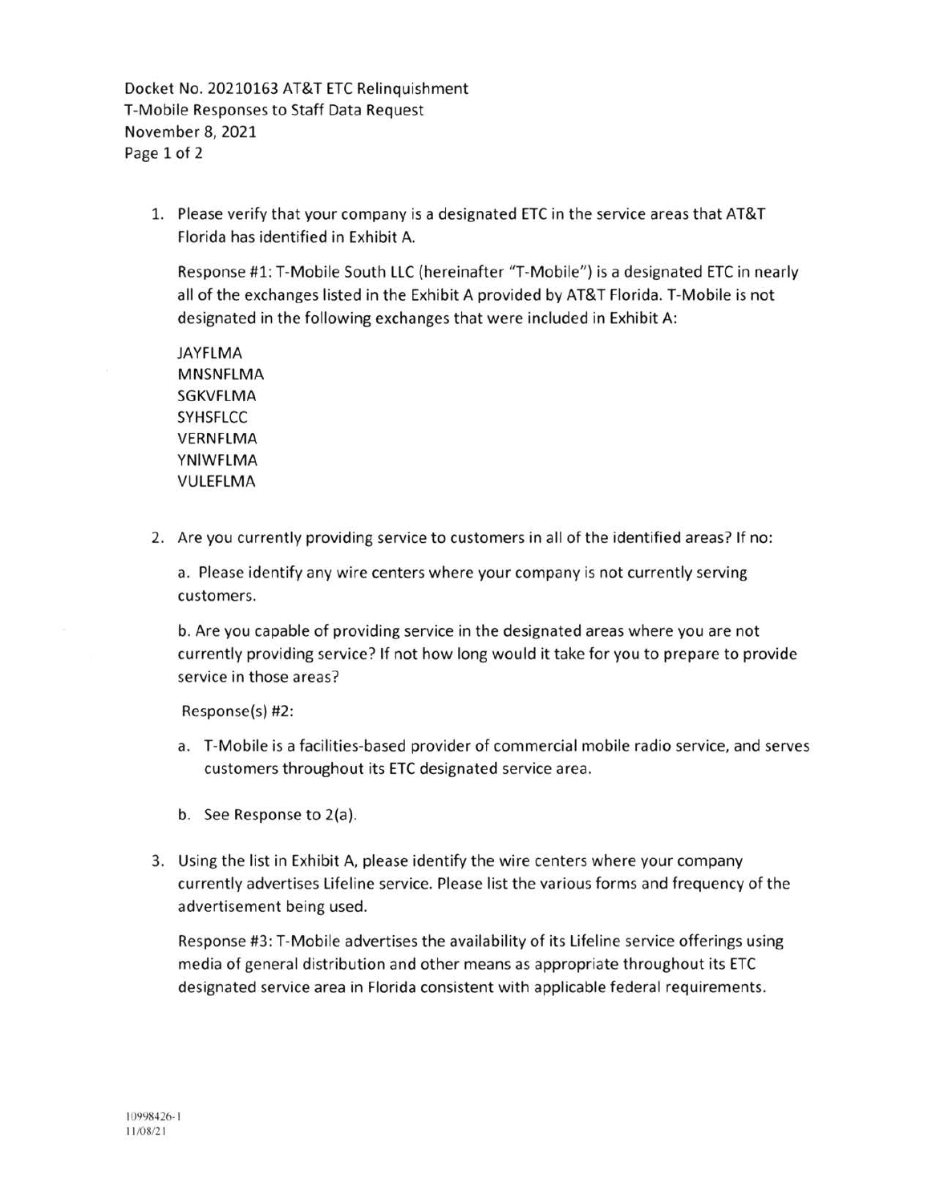Docket No. 20210163 AT&T ETC Relinquishment
T-Mobile Responses to Staff Data Request
November 8, 2021

1. Please verify that your company is a designated ETC in the service areas that AT&T Florida has identified in Exhibit A.

   Response #1: T-Mobile South LLC (hereinafter "T-Mobile") is a designated ETC in nearly all of the exchanges listed in the Exhibit A provided by AT&T Florida. T-Mobile is not designated in the following exchanges that were included in Exhibit A:

   JAYFLMA
   MNSNFLMA
   SGKVFLMA
   SYHSFLCC
   VERNFLMA
   YNIWFLMA
   VULEFLMA

2. Are you currently providing service to customers in all of the identified areas? If no:

   a. Please identify any wire centers where your company is not currently serving customers.

   b. Are you capable of providing service in the designated areas where you are not currently providing service? If not how long would it take for you to prepare to provide service in those areas?

   Response(s) #2:

   a. T-Mobile is a facilities-based provider of commercial mobile radio service, and serves customers throughout its ETC designated service area.

   b. See Response to 2(a).

3. Using the list in Exhibit A, please identify the wire centers where your company currently advertises Lifeline service. Please list the various forms and frequency of the advertisement being used.

   Response #3: T-Mobile advertises the availability of its Lifeline service offerings using media of general distribution and other means as appropriate throughout its ETC designated service area in Florida consistent with applicable federal requirements.

10998426-1
11/08/21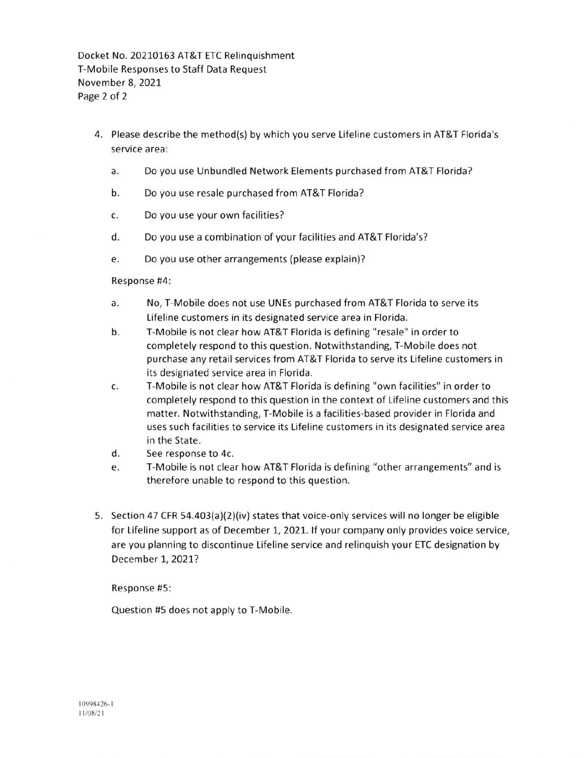4. Please describe the method(s) by which you serve Lifeline customers in AT&T Florida's service area:

   a. Do you use Unbundled Network Elements purchased from AT&T Florida?

   b. Do you use resale purchased from AT&T Florida?

   c. Do you use your own facilities?

   d. Do you use a combination of your facilities and AT&T Florida's?

   e. Do you use other arrangements (please explain)?

   Response #4:

   a. No, T-Mobile does not use UNEs purchased from AT&T Florida to serve its Lifeline customers in its designated service area in Florida.
   b. T-Mobile is not clear how AT&T Florida is defining "resale" in order to completely respond to this question. Notwithstanding, T-Mobile does not purchase any retail services from AT&T Florida to serve its Lifeline customers in its designated service area in Florida.
   c. T-Mobile is not clear how AT&T Florida is defining "own facilities" in order to completely respond to this question in the context of Lifeline customers and this matter. Notwithstanding, T-Mobile is a facilities-based provider in Florida and uses such facilities to service its Lifeline customers in its designated service area in the State.
   d. See response to 4c.
   e. T-Mobile is not clear how AT&T Florida is defining "other arrangements" and is therefore unable to respond to this question.

5. Section 47 CFR 54.403(a)(2)(iv) states that voice-only services will no longer be eligible for Lifeline support as of December 1, 2021. If your company only provides voice service, are you planning to discontinue Lifeline service and relinquish your ETC designation by December 1, 2021?

   Response #5:

   Question #5 does not apply to T-Mobile.

10998426-1
11/08/21